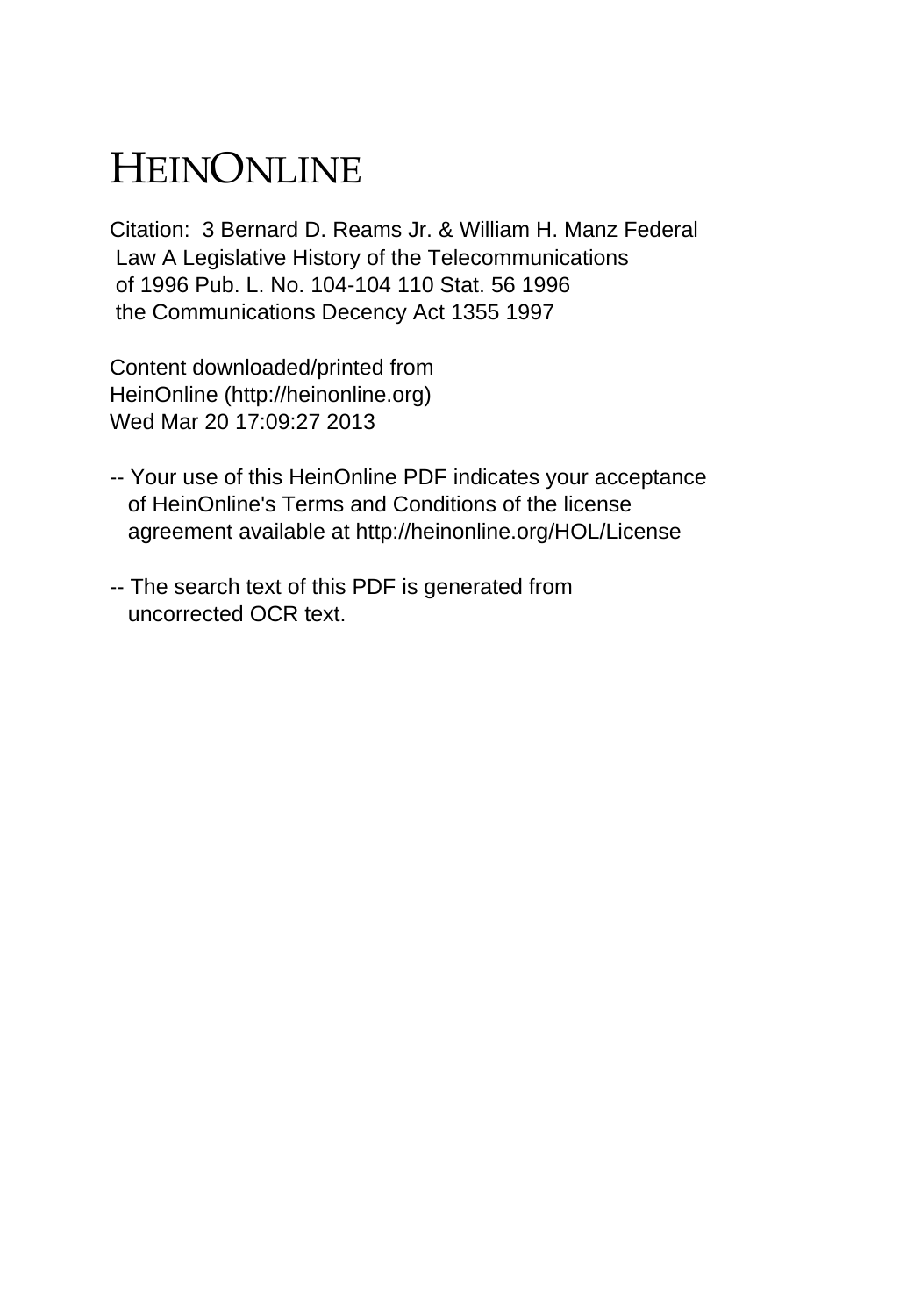# HEINONLINE

Citation: 3 Bernard D. Reams Jr. & William H. Manz Federal
Law A Legislative History of the Telecommunications
of 1996 Pub. L. No. 104-104 110 Stat. 56 1996
the Communications Decency Act 1355 1997

Content downloaded/printed from
HeinOnline (http://heinonline.org)
Wed Mar 20 17:09:27 2013

-- Your use of this HeinOnline PDF indicates your acceptance of HeinOnline's Terms and Conditions of the license agreement available at http://heinonline.org/HOL/License

-- The search text of this PDF is generated from uncorrected OCR text.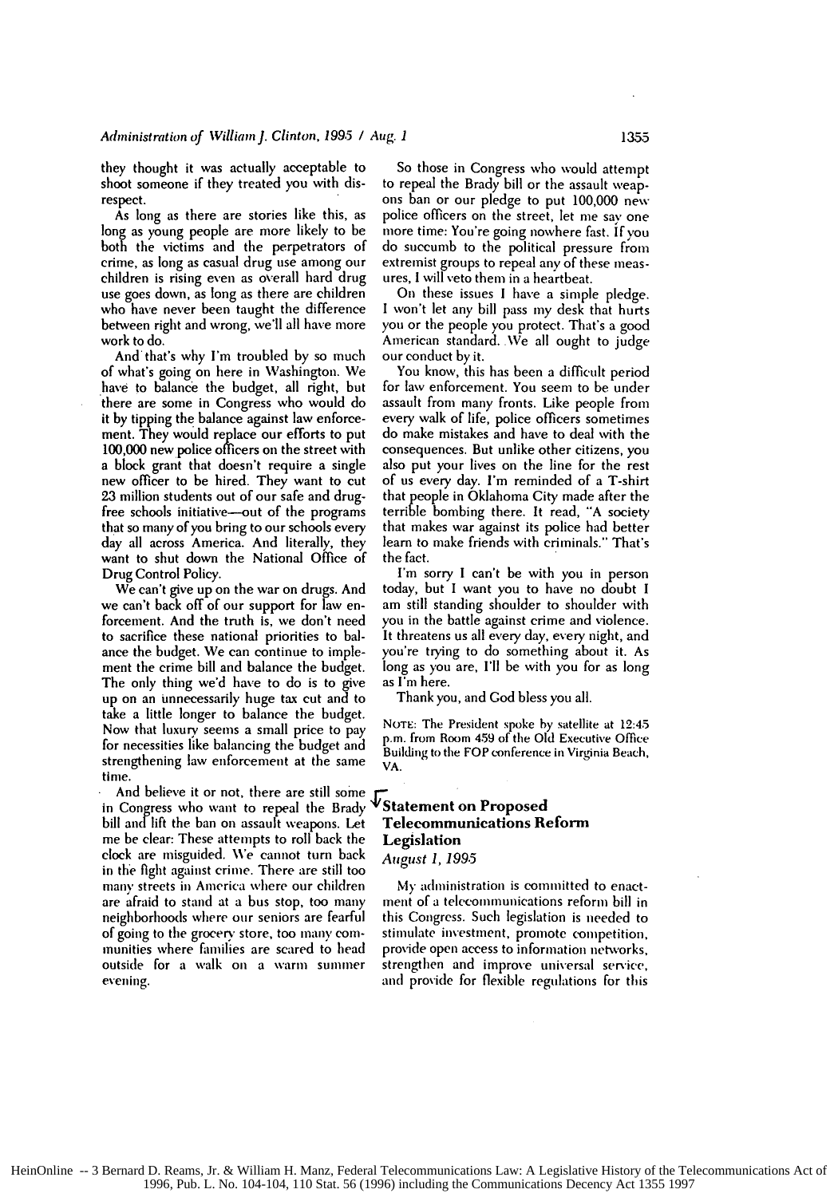they thought it was actually acceptable to shoot someone if they treated you with disrespect.

As long as there are stories like this, as long as young people are more likely to be both the victims and the perpetrators of crime, as long as casual drug use among our children is rising even as overall hard drug use goes down, as long as there are children who have never been taught the difference between right and wrong, we'll all have more work to do.

And that's why I'm troubled by so much of what's going on here in Washington. We have to balance the budget, all right, but there are some in Congress who would do it by tipping the balance against law enforcement. They would replace our efforts to put 100,000 new police officers on the street with a block grant that doesn't require a single new officer to be hired. They want to cut 23 million students out of our safe and drug-free schools initiative—out of the programs that so many of you bring to our schools every day all across America. And literally, they want to shut down the National Office of Drug Control Policy.

We can't give up on the war on drugs. And we can't back off of our support for law enforcement. And the truth is, we don't need to sacrifice these national priorities to balance the budget. We can continue to implement the crime bill and balance the budget. The only thing we'd have to do is to give up on an unnecessarily huge tax cut and to take a little longer to balance the budget. Now that luxury seems a small price to pay for necessities like balancing the budget and strengthening law enforcement at the same time.

And believe it or not, there are still some in Congress who want to repeal the Brady bill and lift the ban on assault weapons. Let me be clear: These attempts to roll back the clock are misguided. We cannot turn back in the fight against crime. There are still too many streets in America where our children are afraid to stand at a bus stop, too many neighborhoods where our seniors are fearful of going to the grocery store, too many communities where families are scared to head outside for a walk on a warm summer evening.

So those in Congress who would attempt to repeal the Brady bill or the assault weapons ban or our pledge to put 100,000 new police officers on the street, let me say one more time: You're going nowhere fast. If you do succumb to the political pressure from extremist groups to repeal any of these measures, I will veto them in a heartbeat.

On these issues I have a simple pledge. I won't let any bill pass my desk that hurts you or the people you protect. That's a good American standard. We all ought to judge our conduct by it.

You know, this has been a difficult period for law enforcement. You seem to be under assault from many fronts. Like people from every walk of life, police officers sometimes do make mistakes and have to deal with the consequences. But unlike other citizens, you also put your lives on the line for the rest of us every day. I'm reminded of a T-shirt that people in Oklahoma City made after the terrible bombing there. It read, "A society that makes war against its police had better learn to make friends with criminals." That's the fact.

I'm sorry I can't be with you in person today, but I want you to have no doubt I am still standing shoulder to shoulder with you in the battle against crime and violence. It threatens us all every day, every night, and you're trying to do something about it. As long as you are, I'll be with you for as long as I'm here.

Thank you, and God bless you all.

NOTE: The President spoke by satellite at 12:45 p.m. from Room 459 of the Old Executive Office Building to the FOP conference in Virginia Beach, VA.

## Statement on Proposed Telecommunications Reform Legislation

*August 1, 1995*

My administration is committed to enactment of a telecommunications reform bill in this Congress. Such legislation is needed to stimulate investment, promote competition, provide open access to information networks, strengthen and improve universal service, and provide for flexible regulations for this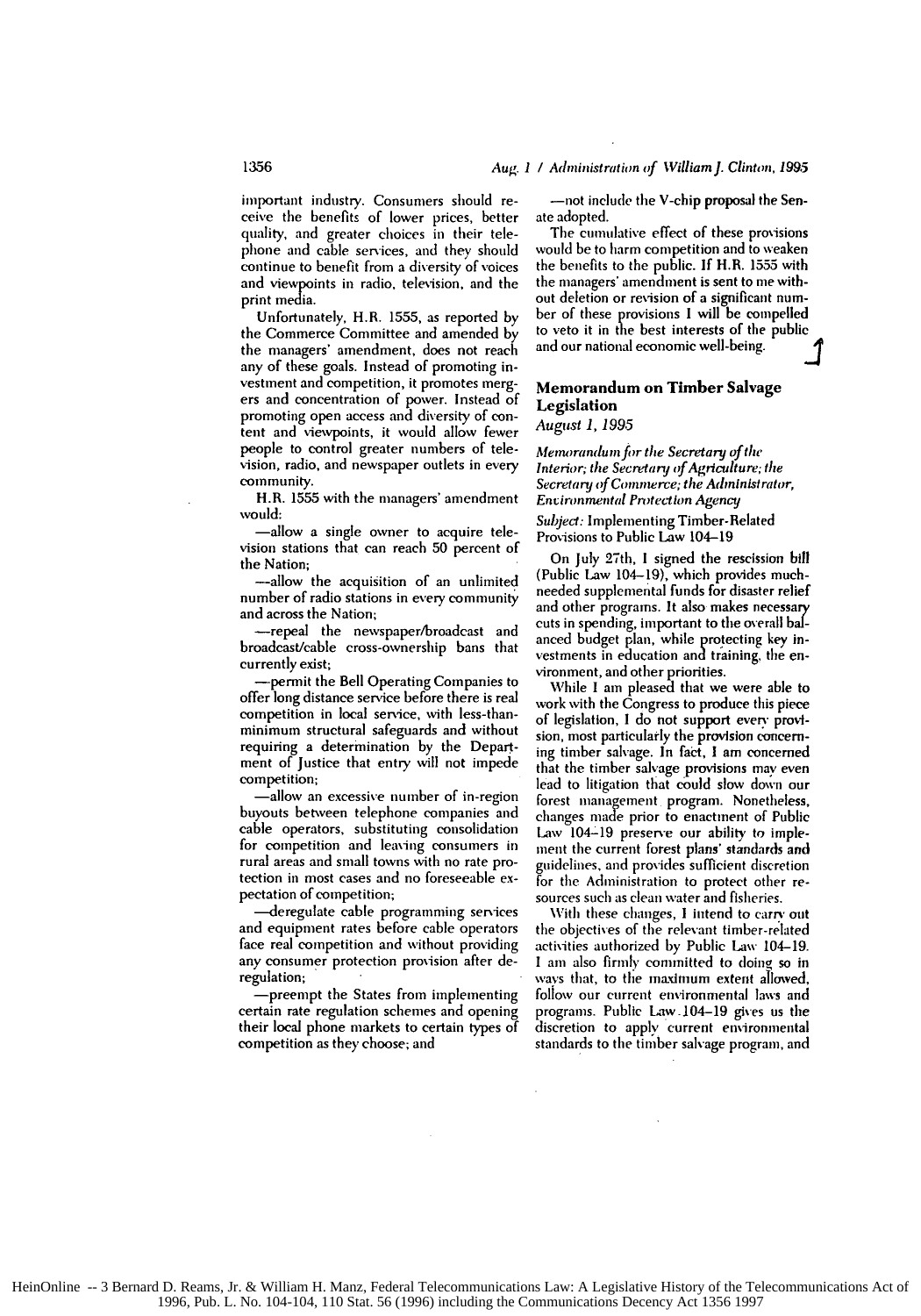important industry. Consumers should receive the benefits of lower prices, better quality, and greater choices in their telephone and cable services, and they should continue to benefit from a diversity of voices and viewpoints in radio, television, and the print media.

Unfortunately, H.R. 1555, as reported by the Commerce Committee and amended by the managers' amendment, does not reach any of these goals. Instead of promoting investment and competition, it promotes mergers and concentration of power. Instead of promoting open access and diversity of content and viewpoints, it would allow fewer people to control greater numbers of television, radio, and newspaper outlets in every community.

H.R. 1555 with the managers' amendment would:

—allow a single owner to acquire television stations that can reach 50 percent of the Nation;

—allow the acquisition of an unlimited number of radio stations in every community and across the Nation;

—repeal the newspaper/broadcast and broadcast/cable cross-ownership bans that currently exist;

—permit the Bell Operating Companies to offer long distance service before there is real competition in local service, with less-than-minimum structural safeguards and without requiring a determination by the Department of Justice that entry will not impede competition;

—allow an excessive number of in-region buyouts between telephone companies and cable operators, substituting consolidation for competition and leaving consumers in rural areas and small towns with no rate protection in most cases and no foreseeable expectation of competition;

—deregulate cable programming services and equipment rates before cable operators face real competition and without providing any consumer protection provision after deregulation;

—preempt the States from implementing certain rate regulation schemes and opening their local phone markets to certain types of competition as they choose; and

—not include the V-chip proposal the Senate adopted.

The cumulative effect of these provisions would be to harm competition and to weaken the benefits to the public. If H.R. 1555 with the managers' amendment is sent to me without deletion or revision of a significant number of these provisions I will be compelled to veto it in the best interests of the public and our national economic well-being.

## Memorandum on Timber Salvage Legislation

*August 1, 1995*

*Memorandum for the Secretary of the Interior; the Secretary of Agriculture; the Secretary of Commerce; the Administrator, Environmental Protection Agency*

*Subject:* Implementing Timber-Related Provisions to Public Law 104–19

On July 27th, I signed the rescission bill (Public Law 104–19), which provides much-needed supplemental funds for disaster relief and other programs. It also makes necessary cuts in spending, important to the overall balanced budget plan, while protecting key investments in education and training, the environment, and other priorities.

While I am pleased that we were able to work with the Congress to produce this piece of legislation, I do not support every provision, most particularly the provision concerning timber salvage. In fact, I am concerned that the timber salvage provisions may even lead to litigation that could slow down our forest management program. Nonetheless, changes made prior to enactment of Public Law 104–19 preserve our ability to implement the current forest plans' standards and guidelines, and provides sufficient discretion for the Administration to protect other resources such as clean water and fisheries.

With these changes, I intend to carry out the objectives of the relevant timber-related activities authorized by Public Law 104–19. I am also firmly committed to doing so in ways that, to the maximum extent allowed, follow our current environmental laws and programs. Public Law 104–19 gives us the discretion to apply current environmental standards to the timber salvage program, and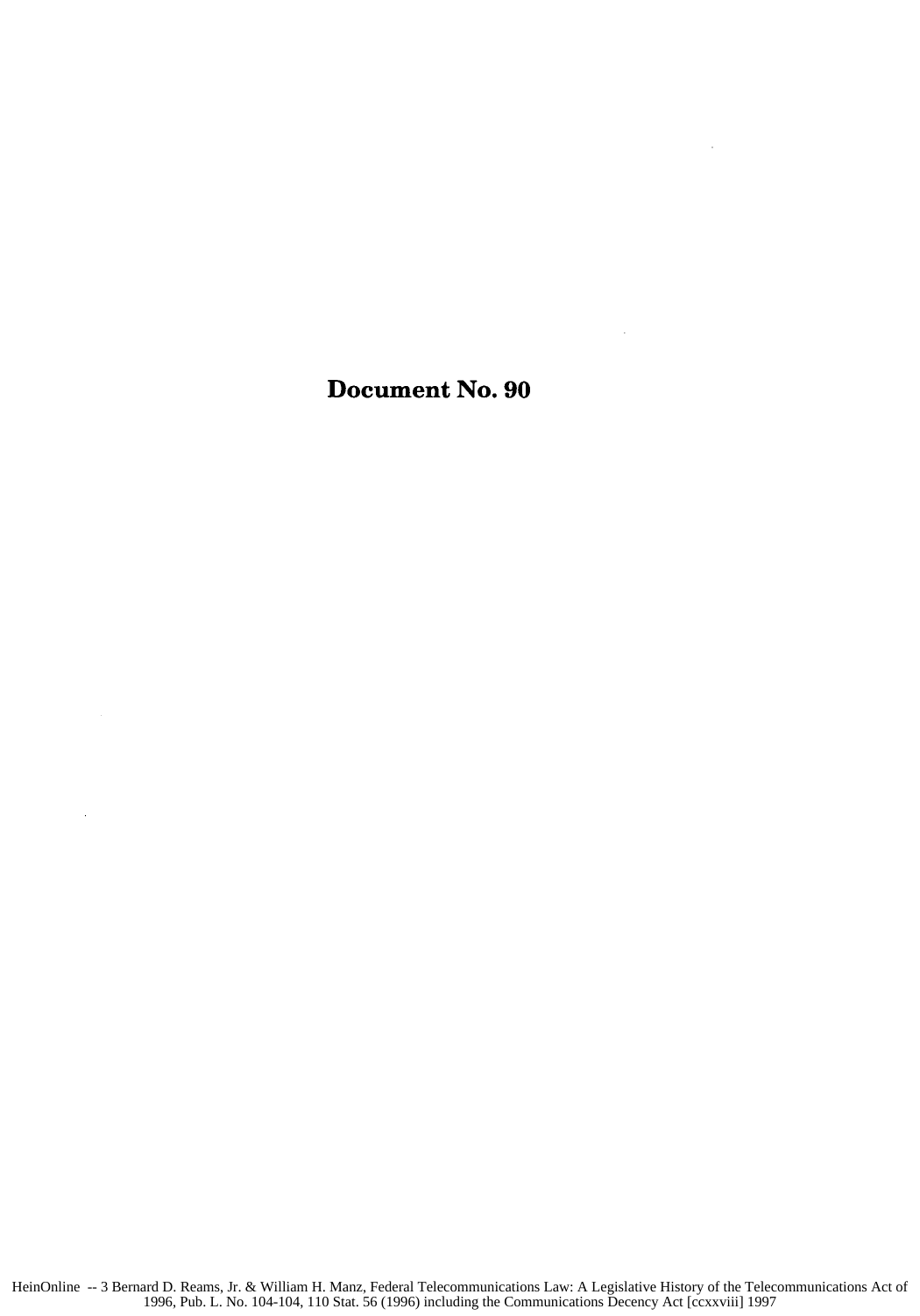# Document No. 90